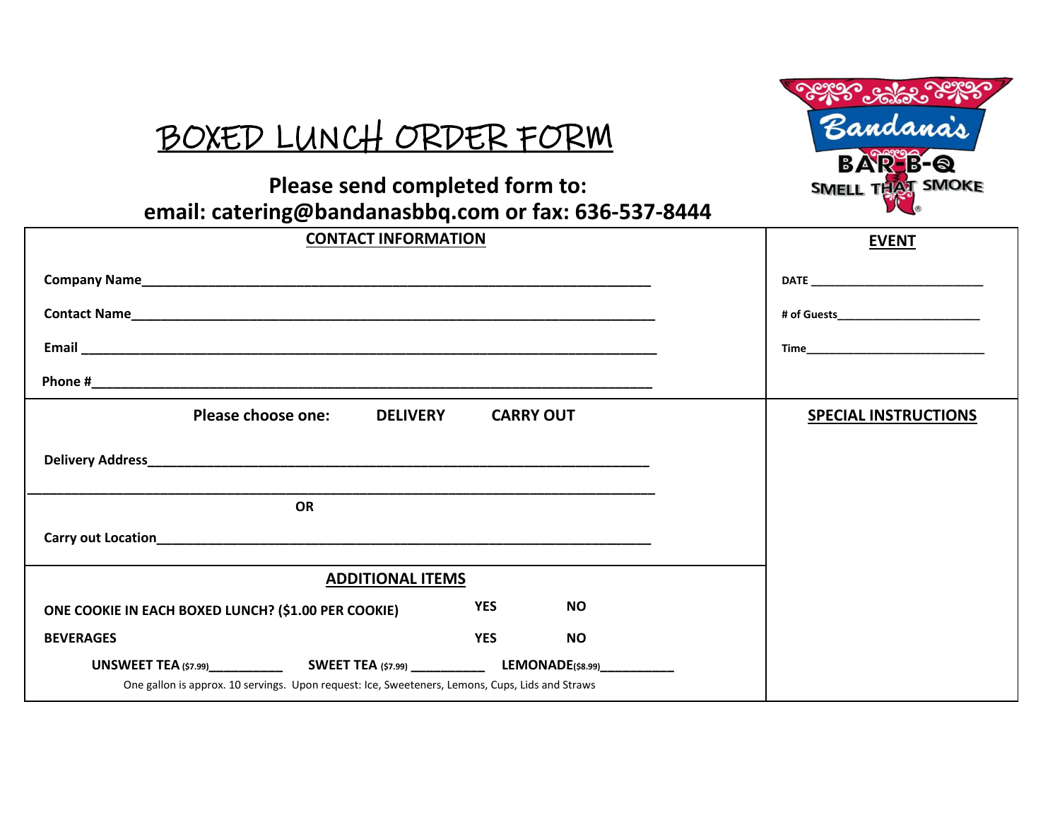# BOXED LUNCH ORDER FORM

**Please send completed form to:**
**email: catering@bandanasbbq.com or fax: 636-537-8444**

Bandana's BAR-B-Q SMELL THAT SMOKE

## CONTACT INFORMATION

**Company Name**___________________________________________

**Contact Name**___________________________________________

**Email** ___________________________________________

**Phone #**___________________________________________

## EVENT

**DATE** ___________________

**# of Guests**___________________

**Time**___________________

**Please choose one:** **DELIVERY** **CARRY OUT**

**Delivery Address**___________________________________________

___________________________________________

**OR**

**Carry out Location**___________________________________________

## SPECIAL INSTRUCTIONS

## ADDITIONAL ITEMS

**ONE COOKIE IN EACH BOXED LUNCH? ($1.00 PER COOKIE)** **YES** **NO**

**BEVERAGES** **YES** **NO**

**UNSWEET TEA** ($7.99)__________ **SWEET TEA** ($7.99) __________ **LEMONADE**($8.99)__________

One gallon is approx. 10 servings. Upon request: Ice, Sweeteners, Lemons, Cups, Lids and Straws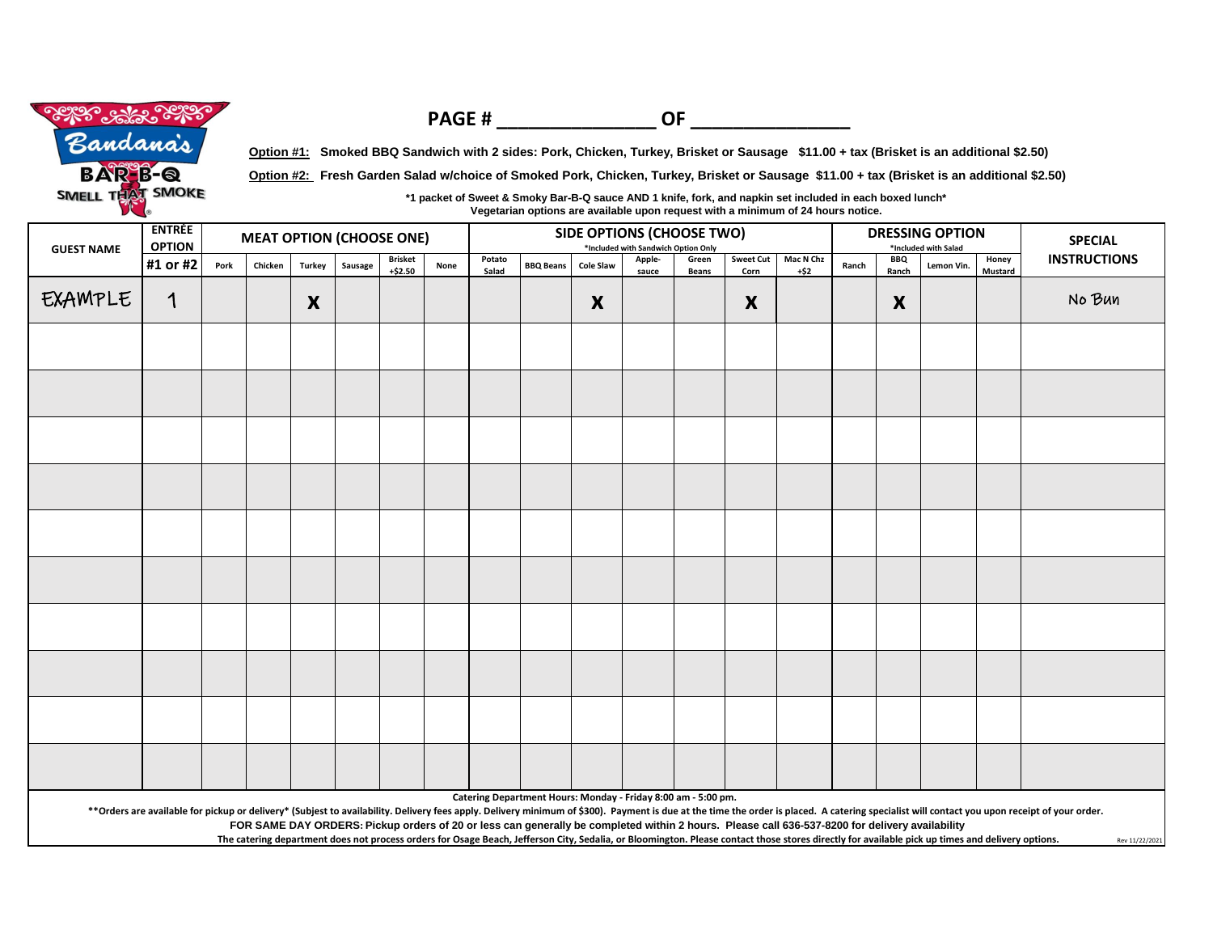Bandana's BAR-B-Q SMELL THAT SMOKE

**PAGE # _______________ OF _______________**

**Option #1:** **Smoked BBQ Sandwich with 2 sides: Pork, Chicken, Turkey, Brisket or Sausage $11.00 + tax (Brisket is an additional $2.50)**

**Option #2:** **Fresh Garden Salad w/choice of Smoked Pork, Chicken, Turkey, Brisket or Sausage $11.00 + tax (Brisket is an additional $2.50)**

***1 packet of Sweet & Smoky Bar-B-Q sauce AND 1 knife, fork, and napkin set included in each boxed lunch***
**Vegetarian options are available upon request with a minimum of 24 hours notice.**

| GUEST NAME | ENTRÉE OPTION | MEAT OPTION (CHOOSE ONE) | | | | | | SIDE OPTIONS (CHOOSE TWO) *Included with Sandwich Option Only | | | | | | | DRESSING OPTION *Included with Salad | | | | SPECIAL INSTRUCTIONS |
|---|---|---|---|---|---|---|---|---|---|---|---|---|---|---|---|---|---|---|---|
| | #1 or #2 | Pork | Chicken | Turkey | Sausage | Brisket +$2.50 | None | Potato Salad | BBQ Beans | Cole Slaw | Apple-sauce | Green Beans | Sweet Cut Corn | Mac N Chz +$2 | Ranch | BBQ Ranch | Lemon Vin. | Honey Mustard | |
| EXAMPLE | 1 | | | X | | | | | | X | | | X | | | X | | | No Bun |
| | | | | | | | | | | | | | | | | | | | |
| | | | | | | | | | | | | | | | | | | | |
| | | | | | | | | | | | | | | | | | | | |
| | | | | | | | | | | | | | | | | | | | |
| | | | | | | | | | | | | | | | | | | | |
| | | | | | | | | | | | | | | | | | | | |
| | | | | | | | | | | | | | | | | | | | |
| | | | | | | | | | | | | | | | | | | | |
| | | | | | | | | | | | | | | | | | | | |
| | | | | | | | | | | | | | | | | | | | |

**Catering Department Hours: Monday - Friday 8:00 am - 5:00 pm.**

****Orders are available for pickup or delivery* (Subject to availability. Delivery fees apply. Delivery minimum of $300). Payment is due at the time the order is placed. A catering specialist will contact you upon receipt of your order.**

**FOR SAME DAY ORDERS: Pickup orders of 20 or less can generally be completed within 2 hours. Please call 636-537-8200 for delivery availability**

**The catering department does not process orders for Osage Beach, Jefferson City, Sedalia, or Bloomington. Please contact those stores directly for available pick up times and delivery options.**

Rev 11/22/2021